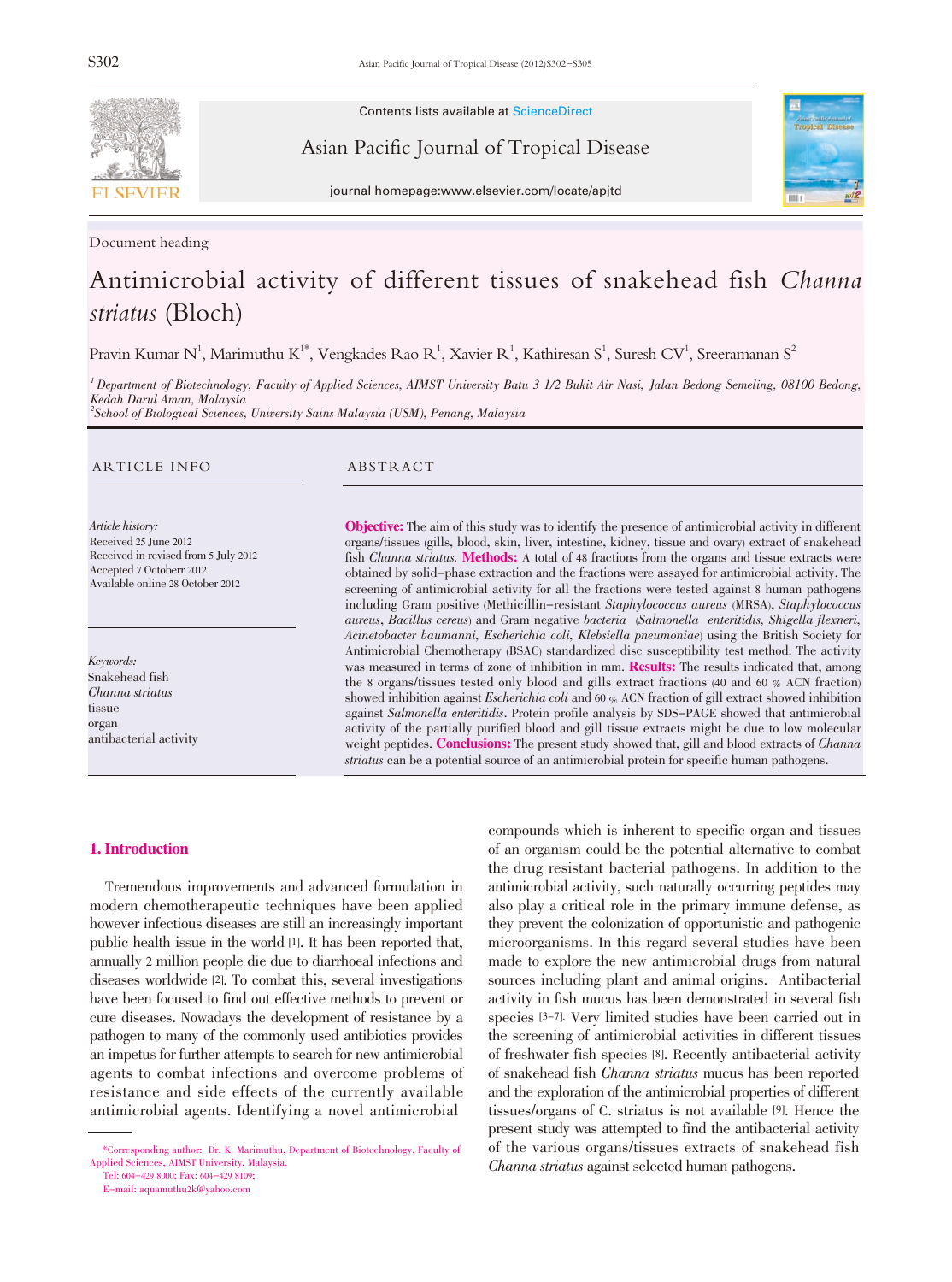Contents lists available at ScienceDirect

Asian Pacific Journal of Tropical Disease

journal homepage:www.elsevier.com/locate/apjtd

Document heading

# Antimicrobial activity of different tissues of snakehead fish *Channa striatus* (Bloch)

Pravin Kumar N[1], Marimuthu K[1*], Vengkades Rao R[1], Xavier R[1], Kathiresan S[1], Suresh CV[1], Sreeramanan S[2]

[1] *Department of Biotechnology, Faculty of Applied Sciences, AIMST University Batu 3 1/2 Bukit Air Nasi, Jalan Bedong Semeling, 08100 Bedong, Kedah Darul Aman, Malaysia*
[2] *School of Biological Sciences, University Sains Malaysia (USM), Penang, Malaysia*

## ARTICLE INFO

*Article history:*
Received 25 June 2012
Received in revised from 5 July 2012
Accepted 7 Octoberr 2012
Available online 28 October 2012

*Keywords:*
Snakehead fish
*Channa striatus*
tissue
organ
antibacterial activity

## ABSTRACT

**Objective:** The aim of this study was to identify the presence of antimicrobial activity in different organs/tissues (gills, blood, skin, liver, intestine, kidney, tissue and ovary) extract of snakehead fish *Channa striatus*. **Methods:** A total of 48 fractions from the organs and tissue extracts were obtained by solid-phase extraction and the fractions were assayed for antimicrobial activity. The screening of antimicrobial activity for all the fractions were tested against 8 human pathogens including Gram positive (Methicillin-resistant *Staphylococcus aureus* (MRSA), *Staphylococcus aureus*, *Bacillus cereus*) and Gram negative *bacteria* (*Salmonella enteritidis, Shigella flexneri, Acinetobacter baumanni, Escherichia coli, Klebsiella pneumoniae*) using the British Society for Antimicrobial Chemotherapy (BSAC) standardized disc susceptibility test method. The activity was measured in terms of zone of inhibition in mm. **Results:** The results indicated that, among the 8 organs/tissues tested only blood and gills extract fractions (40 and 60 % ACN fraction) showed inhibition against *Escherichia coli* and 60 % ACN fraction of gill extract showed inhibition against *Salmonella enteritidis*. Protein profile analysis by SDS-PAGE showed that antimicrobial activity of the partially purified blood and gill tissue extracts might be due to low molecular weight peptides. **Conclusions:** The present study showed that, gill and blood extracts of *Channa striatus* can be a potential source of an antimicrobial protein for specific human pathogens.

## 1. Introduction

Tremendous improvements and advanced formulation in modern chemotherapeutic techniques have been applied however infectious diseases are still an increasingly important public health issue in the world [1]. It has been reported that, annually 2 million people die due to diarrhoeal infections and diseases worldwide [2]. To combat this, several investigations have been focused to find out effective methods to prevent or cure diseases. Nowadays the development of resistance by a pathogen to many of the commonly used antibiotics provides an impetus for further attempts to search for new antimicrobial agents to combat infections and overcome problems of resistance and side effects of the currently available antimicrobial agents. Identifying a novel antimicrobial compounds which is inherent to specific organ and tissues of an organism could be the potential alternative to combat the drug resistant bacterial pathogens. In addition to the antimicrobial activity, such naturally occurring peptides may also play a critical role in the primary immune defense, as they prevent the colonization of opportunistic and pathogenic microorganisms. In this regard several studies have been made to explore the new antimicrobial drugs from natural sources including plant and animal origins. Antibacterial activity in fish mucus has been demonstrated in several fish species [3-7]. Very limited studies have been carried out in the screening of antimicrobial activities in different tissues of freshwater fish species [8]. Recently antibacterial activity of snakehead fish *Channa striatus* mucus has been reported and the exploration of the antimicrobial properties of different tissues/organs of C. striatus is not available [9]. Hence the present study was attempted to find the antibacterial activity of the various organs/tissues extracts of snakehead fish *Channa striatus* against selected human pathogens.

*Corresponding author: Dr. K. Marimuthu, Department of Biotechnology, Faculty of Applied Sciences, AIMST University, Malaysia.
Tel: 604-429 8000; Fax: 604-429 8109;
E-mail: aquamuthu2k@yahoo.com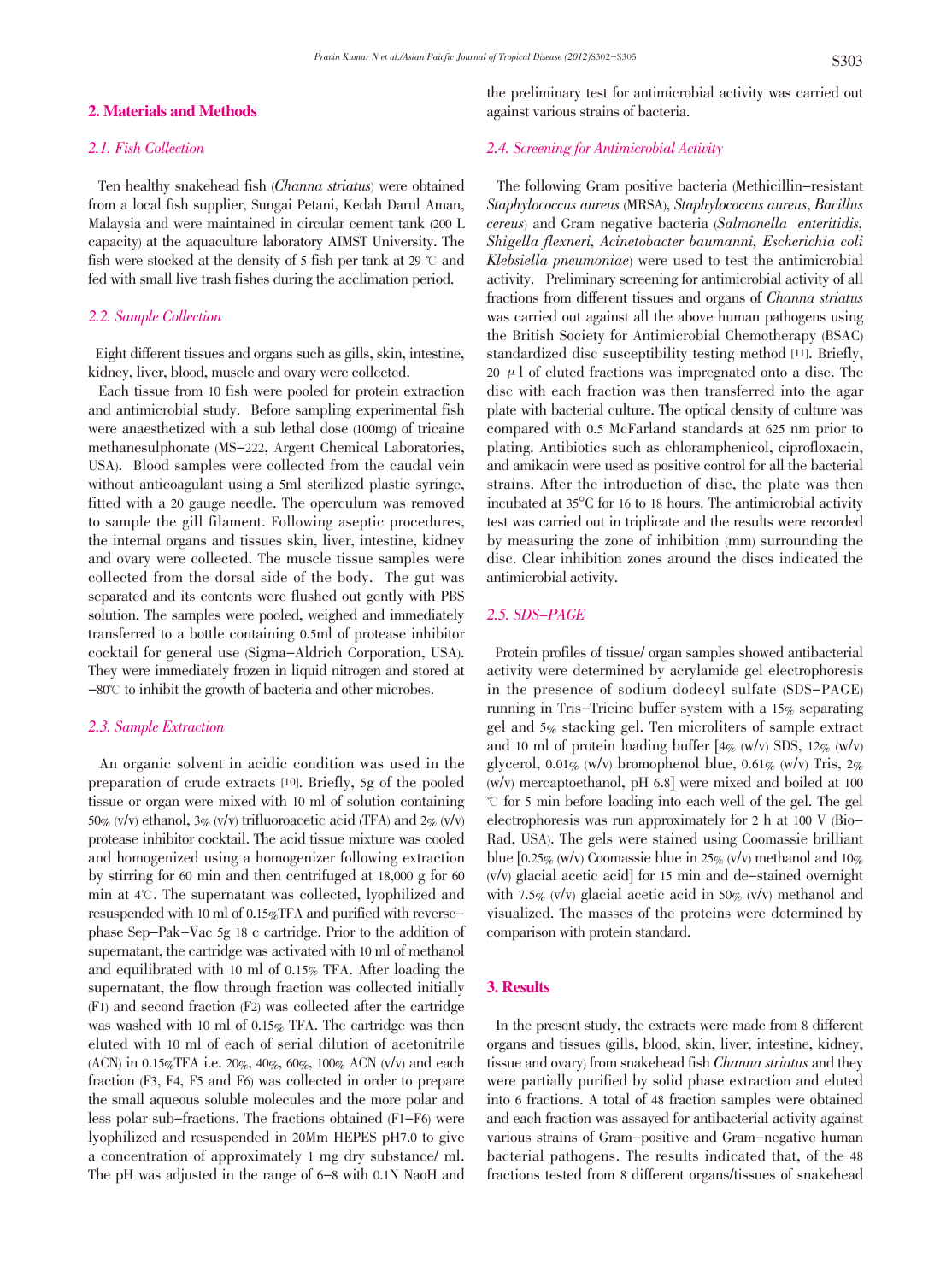## 2. Materials and Methods

### 2.1. Fish Collection

Ten healthy snakehead fish (*Channa striatus*) were obtained from a local fish supplier, Sungai Petani, Kedah Darul Aman, Malaysia and were maintained in circular cement tank (200 L capacity) at the aquaculture laboratory AIMST University. The fish were stocked at the density of 5 fish per tank at 29 ℃ and fed with small live trash fishes during the acclimation period.

### 2.2. Sample Collection

Eight different tissues and organs such as gills, skin, intestine, kidney, liver, blood, muscle and ovary were collected.

Each tissue from 10 fish were pooled for protein extraction and antimicrobial study. Before sampling experimental fish were anaesthetized with a sub lethal dose (100mg) of tricaine methanesulphonate (MS-222, Argent Chemical Laboratories, USA). Blood samples were collected from the caudal vein without anticoagulant using a 5ml sterilized plastic syringe, fitted with a 20 gauge needle. The operculum was removed to sample the gill filament. Following aseptic procedures, the internal organs and tissues skin, liver, intestine, kidney and ovary were collected. The muscle tissue samples were collected from the dorsal side of the body. The gut was separated and its contents were flushed out gently with PBS solution. The samples were pooled, weighed and immediately transferred to a bottle containing 0.5ml of protease inhibitor cocktail for general use (Sigma-Aldrich Corporation, USA). They were immediately frozen in liquid nitrogen and stored at −80℃ to inhibit the growth of bacteria and other microbes.

### 2.3. Sample Extraction

An organic solvent in acidic condition was used in the preparation of crude extracts [10]. Briefly, 5g of the pooled tissue or organ were mixed with 10 ml of solution containing 50% (v/v) ethanol, 3% (v/v) trifluoroacetic acid (TFA) and 2% (v/v) protease inhibitor cocktail. The acid tissue mixture was cooled and homogenized using a homogenizer following extraction by stirring for 60 min and then centrifuged at 18,000 g for 60 min at 4℃. The supernatant was collected, lyophilized and resuspended with 10 ml of 0.15%TFA and purified with reverse-phase Sep-Pak-Vac 5g 18 c cartridge. Prior to the addition of supernatant, the cartridge was activated with 10 ml of methanol and equilibrated with 10 ml of 0.15% TFA. After loading the supernatant, the flow through fraction was collected initially (F1) and second fraction (F2) was collected after the cartridge was washed with 10 ml of 0.15% TFA. The cartridge was then eluted with 10 ml of each of serial dilution of acetonitrile (ACN) in 0.15%TFA i.e. 20%, 40%, 60%, 100% ACN (v/v) and each fraction (F3, F4, F5 and F6) was collected in order to prepare the small aqueous soluble molecules and the more polar and less polar sub-fractions. The fractions obtained (F1-F6) were lyophilized and resuspended in 20Mm HEPES pH7.0 to give a concentration of approximately 1 mg dry substance/ ml. The pH was adjusted in the range of 6-8 with 0.1N NaoH and the preliminary test for antimicrobial activity was carried out against various strains of bacteria.

### 2.4. Screening for Antimicrobial Activity

The following Gram positive bacteria (Methicillin-resistant *Staphylococcus aureus* (MRSA), *Staphylococcus aureus*, *Bacillus cereus*) and Gram negative bacteria (*Salmonella enteritidis*, *Shigella flexneri*, *Acinetobacter baumanni*, *Escherichia coli Klebsiella pneumoniae*) were used to test the antimicrobial activity. Preliminary screening for antimicrobial activity of all fractions from different tissues and organs of *Channa striatus* was carried out against all the above human pathogens using the British Society for Antimicrobial Chemotherapy (BSAC) standardized disc susceptibility testing method [11]. Briefly, 20 $\mu$l of eluted fractions was impregnated onto a disc. The disc with each fraction was then transferred into the agar plate with bacterial culture. The optical density of culture was compared with 0.5 McFarland standards at 625 nm prior to plating. Antibiotics such as chloramphenicol, ciprofloxacin, and amikacin were used as positive control for all the bacterial strains. After the introduction of disc, the plate was then incubated at 35°C for 16 to 18 hours. The antimicrobial activity test was carried out in triplicate and the results were recorded by measuring the zone of inhibition (mm) surrounding the disc. Clear inhibition zones around the discs indicated the antimicrobial activity.

### 2.5. SDS-PAGE

Protein profiles of tissue/ organ samples showed antibacterial activity were determined by acrylamide gel electrophoresis in the presence of sodium dodecyl sulfate (SDS-PAGE) running in Tris-Tricine buffer system with a 15% separating gel and 5% stacking gel. Ten microliters of sample extract and 10 ml of protein loading buffer [4% (w/v) SDS, 12% (w/v) glycerol, 0.01% (w/v) bromophenol blue, 0.61% (w/v) Tris, 2% (w/v) mercaptoethanol, pH 6.8] were mixed and boiled at 100 ℃ for 5 min before loading into each well of the gel. The gel electrophoresis was run for 2 h at 100 V (Bio-Rad, USA). The gels were stained using Coomassie brilliant blue [0.25% (w/v) Coomassie blue in 25% (v/v) methanol and 10% (v/v) glacial acetic acid] for 15 min and de-stained overnight with 7.5% (v/v) glacial acetic acid in 50% (v/v) methanol and visualized. The masses of the proteins were determined by comparison with protein standard.

## 3. Results

In the present study, the extracts were made from 8 different organs and tissues (gills, blood, skin, liver, intestine, kidney, tissue and ovary) from snakehead fish *Channa striatus* and they were partially purified by solid phase extraction and eluted into 6 fractions. A total of 48 fraction samples were obtained and each fraction was assayed for antibacterial activity against various strains of Gram-positive and Gram-negative human bacterial pathogens. The results indicated that, of the 48 fractions tested from 8 different organs/tissues of snakehead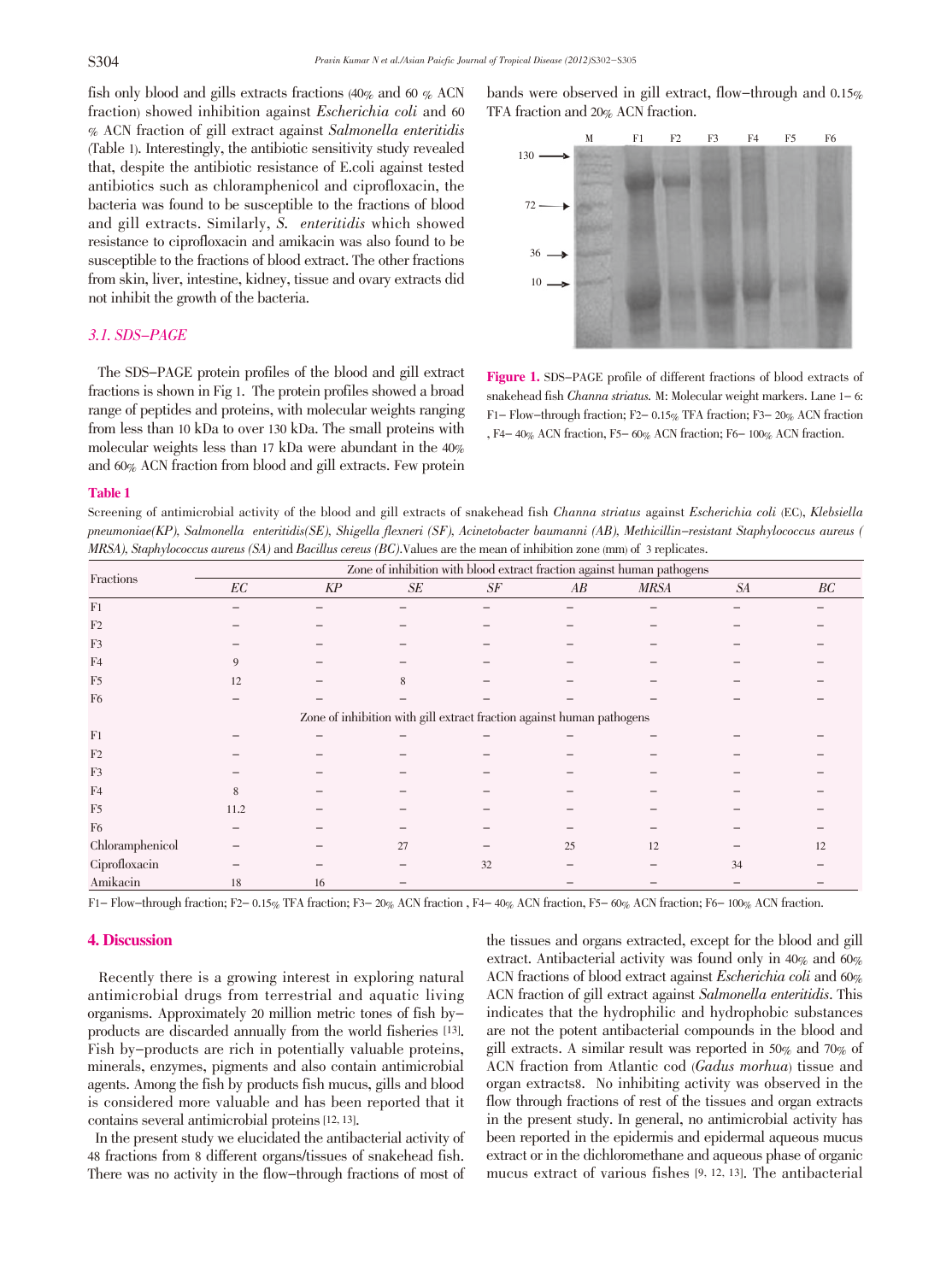fish only blood and gills extracts fractions (40% and 60 % ACN fraction) showed inhibition against *Escherichia coli* and 60 % ACN fraction of gill extract against *Salmonella enteritidis* (Table 1). Interestingly, the antibiotic sensitivity study revealed that, despite the antibiotic resistance of E.coli against tested antibiotics such as chloramphenicol and ciprofloxacin, the bacteria was found to be susceptible to the fractions of blood and gill extracts. Similarly, *S. enteritidis* which showed resistance to ciprofloxacin and amikacin was also found to be susceptible to the fractions of blood extract. The other fractions from skin, liver, intestine, kidney, tissue and ovary extracts did not inhibit the growth of the bacteria.

### 3.1. SDS–PAGE

The SDS–PAGE protein profiles of the blood and gill extract fractions is shown in Fig 1. The protein profiles showed a broad range of peptides and proteins, with molecular weights ranging from less than 10 kDa to over 130 kDa. The small proteins with molecular weights less than 17 kDa were abundant in the 40% and 60% ACN fraction from blood and gill extracts. Few protein bands were observed in gill extract, flow–through and 0.15% TFA fraction and 20% ACN fraction.

**Figure 1.** SDS–PAGE profile of different fractions of blood extracts of snakehead fish *Channa striatus.* M: Molecular weight markers. Lane 1– 6: F1– Flow–through fraction; F2– 0.15% TFA fraction; F3– 20% ACN fraction , F4– 40% ACN fraction, F5– 60% ACN fraction; F6– 100% ACN fraction.

**Table 1**

Screening of antimicrobial activity of the blood and gill extracts of snakehead fish *Channa striatus* against *Escherichia coli* (EC), *Klebsiella pneumoniae(KP), Salmonella enteritidis(SE), Shigella flexneri (SF), Acinetobacter baumanni (AB), Methicillin–resistant Staphylococcus aureus (MRSA), Staphylococcus aureus (SA)* and *Bacillus cereus (BC)*.Values are the mean of inhibition zone (mm) of 3 replicates.

| Fractions | Zone of inhibition with blood extract fraction against human pathogens | | | | | | | |
|---|---|---|---|---|---|---|---|---|
| | *EC* | *KP* | *SE* | *SF* | *AB* | *MRSA* | *SA* | *BC* |
| F1 | – | – | – | – | – | – | – | – |
| F2 | – | – | – | – | – | – | – | – |
| F3 | – | – | – | – | – | – | – | – |
| F4 | 9 | – | – | – | – | – | – | – |
| F5 | 12 | – | 8 | – | – | – | – | – |
| F6 | – | – | – | – | – | – | – | – |
| | Zone of inhibition with gill extract fraction against human pathogens | | | | | | | |
| F1 | – | – | – | – | – | – | – | – |
| F2 | – | – | – | – | – | – | – | – |
| F3 | – | – | – | – | – | – | – | – |
| F4 | 8 | – | – | – | – | – | – | – |
| F5 | 11.2 | – | – | – | – | – | – | – |
| F6 | – | – | – | – | – | – | – | – |
| Chloramphenicol | – | – | 27 | – | 25 | 12 | – | 12 |
| Ciprofloxacin | – | – | – | 32 | – | – | 34 | – |
| Amikacin | 18 | 16 | – | | – | – | – | – |

F1– Flow–through fraction; F2– 0.15% TFA fraction; F3– 20% ACN fraction , F4– 40% ACN fraction, F5– 60% ACN fraction; F6– 100% ACN fraction.

## 4. Discussion

Recently there is a growing interest in exploring natural antimicrobial drugs from terrestrial and aquatic living organisms. Approximately 20 million metric tones of fish by–products are discarded annually from the world fisheries [13]. Fish by–products are rich in potentially valuable proteins, minerals, enzymes, pigments and also contain antimicrobial agents. Among the fish by products fish mucus, gills and blood is considered more valuable and has been reported that it contains several antimicrobial proteins [12, 13].

In the present study we elucidated the antibacterial activity of 48 fractions from 8 different organs/tissues of snakehead fish. There was no activity in the flow–through fractions of most of the tissues and organs extracted, except for the blood and gill extract. Antibacterial activity was found only in 40% and 60% ACN fractions of blood extract against *Escherichia coli* and 60% ACN fraction of gill extract against *Salmonella enteritidis*. This indicates that the hydrophilic and hydrophobic substances are not the potent antibacterial compounds in the blood and gill extracts. A similar result was reported in 50% and 70% of ACN fraction from Atlantic cod (*Gadus morhua*) tissue and organ extracts8. No inhibiting activity was observed in the flow through fractions of rest of the tissues and organ extracts in the present study. In general, no antimicrobial activity has been reported in the epidermis and epidermal aqueous mucus extract or in the dichloromethane and aqueous phase of organic mucus extract of various fishes [9, 12, 13]. The antibacterial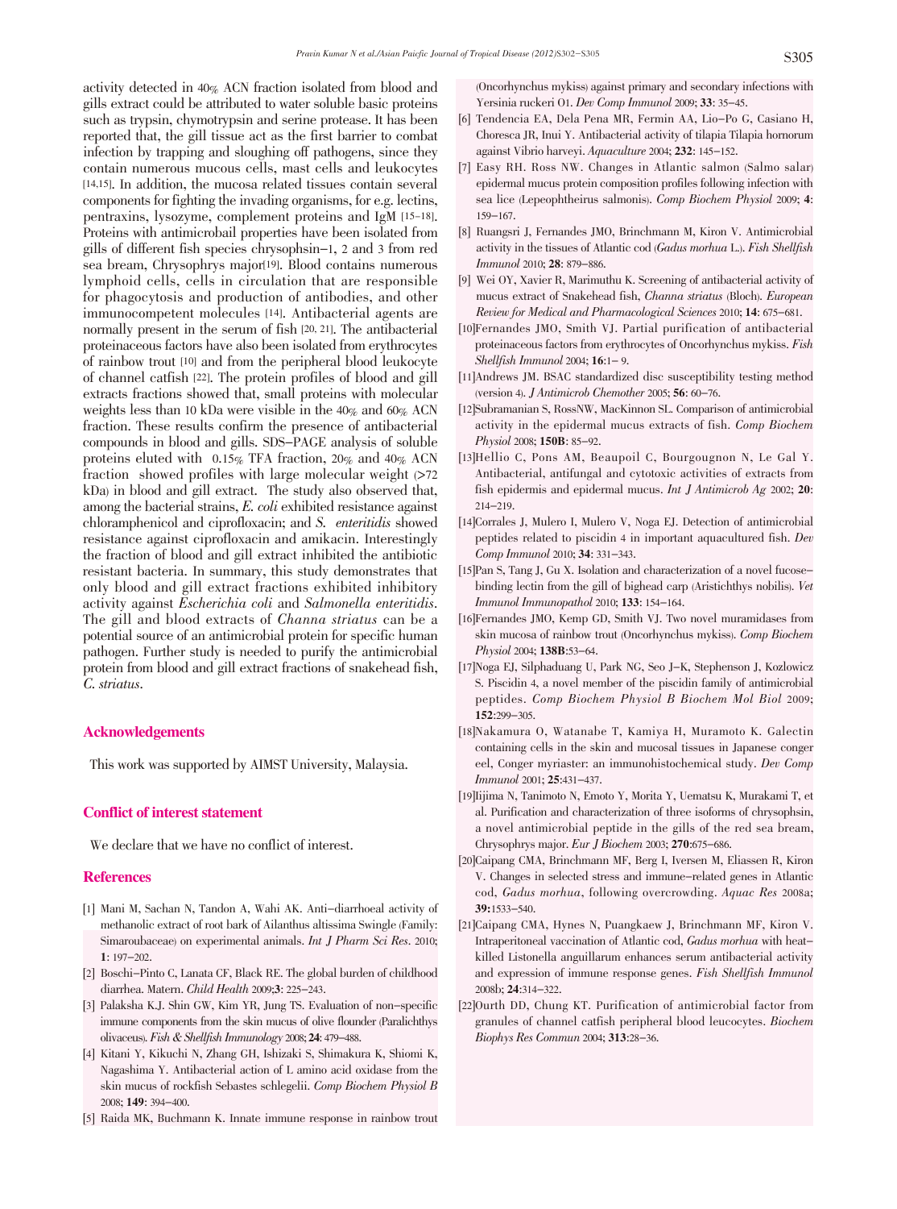activity detected in 40% ACN fraction isolated from blood and gills extract could be attributed to water soluble basic proteins such as trypsin, chymotrypsin and serine protease. It has been reported that, the gill tissue act as the first barrier to combat infection by trapping and sloughing off pathogens, since they contain numerous mucous cells, mast cells and leukocytes [14,15]. In addition, the mucosa related tissues contain several components for fighting the invading organisms, for e.g. lectins, pentraxins, lysozyme, complement proteins and IgM [15-18]. Proteins with antimicrobail properties have been isolated from gills of different fish species chrysophsin-1, 2 and 3 from red sea bream, Chrysophrys major[19]. Blood contains numerous lymphoid cells, cells in circulation that are responsible for phagocytosis and production of antibodies, and other immunocompetent molecules [14]. Antibacterial agents are normally present in the serum of fish [20, 21]. The antibacterial proteinaceous factors have also been isolated from erythrocytes of rainbow trout [10] and from the peripheral blood leukocyte of channel catfish [22]. The protein profiles of blood and gill extracts fractions showed that, small proteins with molecular weights less than 10 kDa were visible in the 40% and 60% ACN fraction. These results confirm the presence of antibacterial compounds in blood and gills. SDS-PAGE analysis of soluble proteins eluted with 0.15% TFA fraction, 20% and 40% ACN fraction showed profiles with large molecular weight (>72 kDa) in blood and gill extract. The study also observed that, among the bacterial strains, *E. coli* exhibited resistance against chloramphenicol and ciprofloxacin; and *S. enteritidis* showed resistance against ciprofloxacin and amikacin. Interestingly the fraction of blood and gill extract inhibited the antibiotic resistant bacteria. In summary, this study demonstrates that only blood and gill extract fractions exhibited inhibitory activity against *Escherichia coli* and *Salmonella enteritidis*. The gill and blood extracts of *Channa striatus* can be a potential source of an antimicrobial protein for specific human pathogen. Further study is needed to purify the antimicrobial protein from blood and gill extract fractions of snakehead fish, *C. striatus*.

## Acknowledgements

This work was supported by AIMST University, Malaysia.

## Conflict of interest statement

We declare that we have no conflict of interest.

## References

[1] Mani M, Sachan N, Tandon A, Wahi AK. Anti-diarrhoeal activity of methanolic extract of root bark of Ailanthus altissima Swingle (Family: Simaroubaceae) on experimental animals. *Int J Pharm Sci Res*. 2010; **1**: 197-202.

[2] Boschi-Pinto C, Lanata CF, Black RE. The global burden of childhood diarrhea. Matern. *Child Health* 2009;**3**: 225-243.

[3] Palaksha K.J. Shin GW, Kim YR, Jung TS. Evaluation of non-specific immune components from the skin mucus of olive flounder (Paralichthys olivaceus). *Fish & Shellfish Immunology* 2008; **24**: 479-488.

[4] Kitani Y, Kikuchi N, Zhang GH, Ishizaki S, Shimakura K, Shiomi K, Nagashima Y. Antibacterial action of L amino acid oxidase from the skin mucus of rockfish Sebastes schlegelii. *Comp Biochem Physiol B* 2008; **149**: 394-400.

[5] Raida MK, Buchmann K. Innate immune response in rainbow trout (Oncorhynchus mykiss) against primary and secondary infections with Yersinia ruckeri O1. *Dev Comp Immunol* 2009; **33**: 35-45.

[6] Tendencia EA, Dela Pena MR, Fermin AA, Lio-Po G, Casiano H, Choresca JR, Inui Y. Antibacterial activity of tilapia Tilapia hornorum against Vibrio harveyi. *Aquaculture* 2004; **232**: 145-152.

[7] Easy RH. Ross NW. Changes in Atlantic salmon (Salmo salar) epidermal mucus protein composition profiles following infection with sea lice (Lepeophtheirus salmonis). *Comp Biochem Physiol* 2009; **4**: 159-167.

[8] Ruangsri J, Fernandes JMO, Brinchmann M, Kiron V. Antimicrobial activity in the tissues of Atlantic cod (*Gadus morhua* L.). *Fish Shellfish Immunol* 2010; **28**: 879-886.

[9] Wei OY, Xavier R, Marimuthu K. Screening of antibacterial activity of mucus extract of Snakehead fish, *Channa striatus* (Bloch). *European Review for Medical and Pharmacological Sciences* 2010; **14**: 675-681.

[10] Fernandes JMO, Smith VJ. Partial purification of antibacterial proteinaceous factors from erythrocytes of Oncorhynchus mykiss. *Fish Shellfish Immunol* 2004; **16**:1- 9.

[11] Andrews JM. BSAC standardized disc susceptibility testing method (version 4). *J Antimicrob Chemother* 2005; **56**: 60-76.

[12] Subramanian S, RossNW, MacKinnon SL. Comparison of antimicrobial activity in the epidermal mucus extracts of fish. *Comp Biochem Physiol* 2008; **150B**: 85-92.

[13] Hellio C, Pons AM, Beaupoil C, Bourgougnon N, Le Gal Y. Antibacterial, antifungal and cytotoxic activities of extracts from fish epidermis and epidermal mucus. *Int J Antimicrob Ag* 2002; **20**: 214-219.

[14] Corrales J, Mulero I, Mulero V, Noga EJ. Detection of antimicrobial peptides related to piscidin 4 in important aquacultured fish. *Dev Comp Immunol* 2010; **34**: 331-343.

[15] Pan S, Tang J, Gu X. Isolation and characterization of a novel fucose-binding lectin from the gill of bighead carp (Aristichthys nobilis). *Vet Immunol Immunopathol* 2010; **133**: 154-164.

[16] Fernandes JMO, Kemp GD, Smith VJ. Two novel muramidases from skin mucosa of rainbow trout (Oncorhynchus mykiss). *Comp Biochem Physiol* 2004; **138B**:53-64.

[17] Noga EJ, Silphaduang U, Park NG, Seo J-K, Stephenson J, Kozlowicz S. Piscidin 4, a novel member of the piscidin family of antimicrobial peptides. *Comp Biochem Physiol B Biochem Mol Biol* 2009; **152**:299-305.

[18] Nakamura O, Watanabe T, Kamiya H, Muramoto K. Galectin containing cells in the skin and mucosal tissues in Japanese conger eel, Conger myriaster: an immunohistochemical study. *Dev Comp Immunol* 2001; **25**:431-437.

[19] Iijima N, Tanimoto N, Emoto Y, Morita Y, Uematsu K, Murakami T, et al. Purification and characterization of three isoforms of chrysophsin, a novel antimicrobial peptide in the gills of the red sea bream, Chrysophrys major. *Eur J Biochem* 2003; **270**:675-686.

[20] Caipang CMA, Brinchmann MF, Berg I, Iversen M, Eliassen R, Kiron V. Changes in selected stress and immune-related genes in Atlantic cod, *Gadus morhua*, following overcrowding. *Aquac Res* 2008a; **39**:1533-540.

[21] Caipang CMA, Hynes N, Puangkaew J, Brinchmann MF, Kiron V. Intraperitoneal vaccination of Atlantic cod, *Gadus morhua* with heat-killed Listonella anguillarum enhances serum antibacterial activity and expression of immune response genes. *Fish Shellfish Immunol* 2008b; **24**:314-322.

[22] Ourth DD, Chung KT. Purification of antimicrobial factor from granules of channel catfish peripheral blood leucocytes. *Biochem Biophys Res Commun* 2004; **313**:28-36.